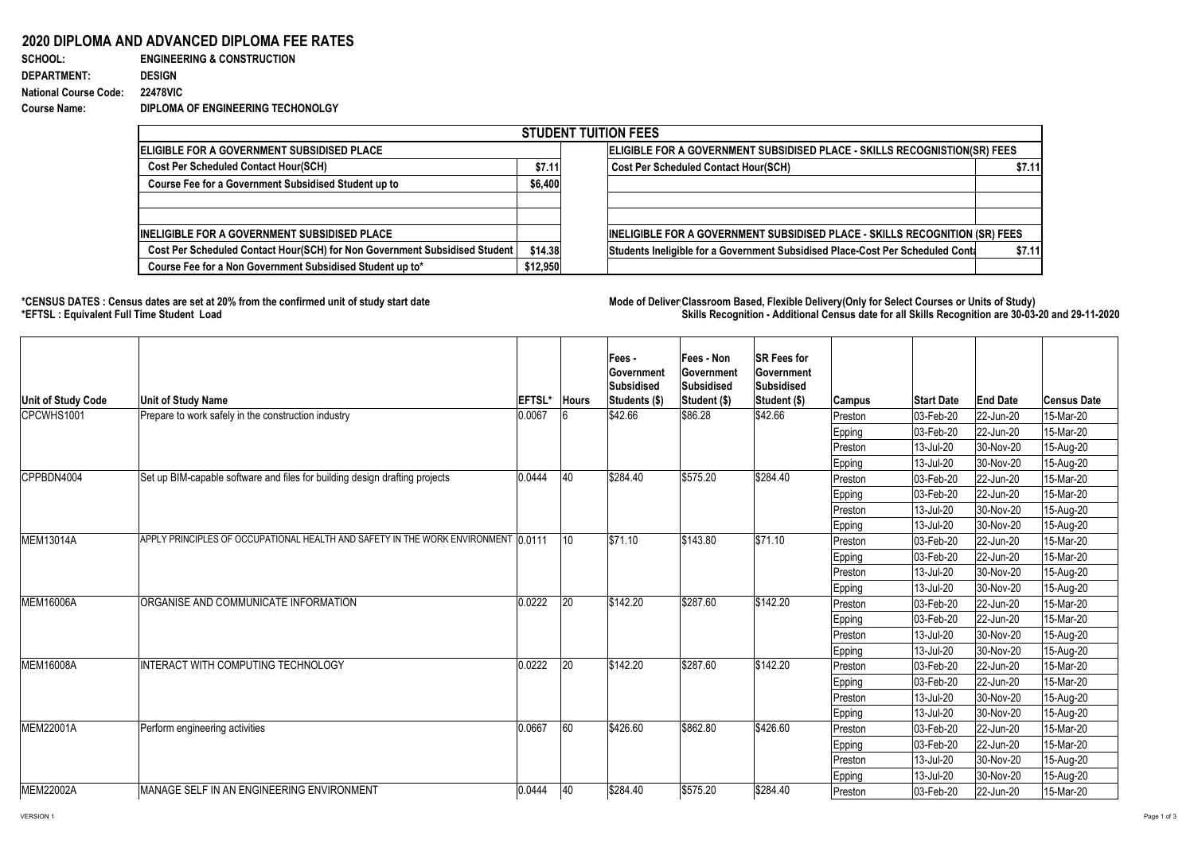# 2020 DIPLOMA AND ADVANCED DIPLOMA FEE RATES

**SCHOOL:** ENGINEERING & CONSTRUCTION
**DEPARTMENT:** DESIGN
**National Course Code:** 22478VIC
**Course Name:** DIPLOMA OF ENGINEERING TECHONOLGY

| STUDENT TUITION FEES | | | |
|---|---|---|---|
| **ELIGIBLE FOR A GOVERNMENT SUBSIDISED PLACE** | | **ELIGIBLE FOR A GOVERNMENT SUBSIDISED PLACE - SKILLS RECOGNISTION(SR) FEES** | |
| Cost Per Scheduled Contact Hour(SCH) | $7.11 | Cost Per Scheduled Contact Hour(SCH) | $7.11 |
| Course Fee for a Government Subsidised Student up to | $6,400 | | |
| | | | |
| | | | |
| **INELIGIBLE FOR A GOVERNMENT SUBSIDISED PLACE** | | **INELIGIBLE FOR A GOVERNMENT SUBSIDISED PLACE - SKILLS RECOGNITION (SR) FEES** | |
| Cost Per Scheduled Contact Hour(SCH) for Non Government Subsidised Student | $14.38 | Students Ineligible for a Government Subsidised Place-Cost Per Scheduled Conta | $7.11 |
| Course Fee for a Non Government Subsidised Student up to* | $12,950 | | |

\*CENSUS DATES : Census dates are set at 20% from the confirmed unit of study start date
\*EFTSL : Equivalent Full Time Student Load

Mode of Deliver Classroom Based, Flexible Delivery(Only for Select Courses or Units of Study)
Skills Recognition - Additional Census date for all Skills Recognition are 30-03-20 and 29-11-2020

| Unit of Study Code | Unit of Study Name | EFTSL* | Hours | Fees - Government Subsidised Students ($) | Fees - Non Government Subsidised Student ($) | SR Fees for Government Subsidised Student ($) | Campus | Start Date | End Date | Census Date |
|---|---|---|---|---|---|---|---|---|---|---|
| CPCWHS1001 | Prepare to work safely in the construction industry | 0.0067 | 6 | $42.66 | $86.28 | $42.66 | Preston | 03-Feb-20 | 22-Jun-20 | 15-Mar-20 |
| | | | | | | | Epping | 03-Feb-20 | 22-Jun-20 | 15-Mar-20 |
| | | | | | | | Preston | 13-Jul-20 | 30-Nov-20 | 15-Aug-20 |
| | | | | | | | Epping | 13-Jul-20 | 30-Nov-20 | 15-Aug-20 |
| CPPBDN4004 | Set up BIM-capable software and files for building design drafting projects | 0.0444 | 40 | $284.40 | $575.20 | $284.40 | Preston | 03-Feb-20 | 22-Jun-20 | 15-Mar-20 |
| | | | | | | | Epping | 03-Feb-20 | 22-Jun-20 | 15-Mar-20 |
| | | | | | | | Preston | 13-Jul-20 | 30-Nov-20 | 15-Aug-20 |
| | | | | | | | Epping | 13-Jul-20 | 30-Nov-20 | 15-Aug-20 |
| MEM13014A | APPLY PRINCIPLES OF OCCUPATIONAL HEALTH AND SAFETY IN THE WORK ENVIRONMENT | 0.0111 | 10 | $71.10 | $143.80 | $71.10 | Preston | 03-Feb-20 | 22-Jun-20 | 15-Mar-20 |
| | | | | | | | Epping | 03-Feb-20 | 22-Jun-20 | 15-Mar-20 |
| | | | | | | | Preston | 13-Jul-20 | 30-Nov-20 | 15-Aug-20 |
| | | | | | | | Epping | 13-Jul-20 | 30-Nov-20 | 15-Aug-20 |
| MEM16006A | ORGANISE AND COMMUNICATE INFORMATION | 0.0222 | 20 | $142.20 | $287.60 | $142.20 | Preston | 03-Feb-20 | 22-Jun-20 | 15-Mar-20 |
| | | | | | | | Epping | 03-Feb-20 | 22-Jun-20 | 15-Mar-20 |
| | | | | | | | Preston | 13-Jul-20 | 30-Nov-20 | 15-Aug-20 |
| | | | | | | | Epping | 13-Jul-20 | 30-Nov-20 | 15-Aug-20 |
| MEM16008A | INTERACT WITH COMPUTING TECHNOLOGY | 0.0222 | 20 | $142.20 | $287.60 | $142.20 | Preston | 03-Feb-20 | 22-Jun-20 | 15-Mar-20 |
| | | | | | | | Epping | 03-Feb-20 | 22-Jun-20 | 15-Mar-20 |
| | | | | | | | Preston | 13-Jul-20 | 30-Nov-20 | 15-Aug-20 |
| | | | | | | | Epping | 13-Jul-20 | 30-Nov-20 | 15-Aug-20 |
| MEM22001A | Perform engineering activities | 0.0667 | 60 | $426.60 | $862.80 | $426.60 | Preston | 03-Feb-20 | 22-Jun-20 | 15-Mar-20 |
| | | | | | | | Epping | 03-Feb-20 | 22-Jun-20 | 15-Mar-20 |
| | | | | | | | Preston | 13-Jul-20 | 30-Nov-20 | 15-Aug-20 |
| | | | | | | | Epping | 13-Jul-20 | 30-Nov-20 | 15-Aug-20 |
| MEM22002A | MANAGE SELF IN AN ENGINEERING ENVIRONMENT | 0.0444 | 40 | $284.40 | $575.20 | $284.40 | Preston | 03-Feb-20 | 22-Jun-20 | 15-Mar-20 |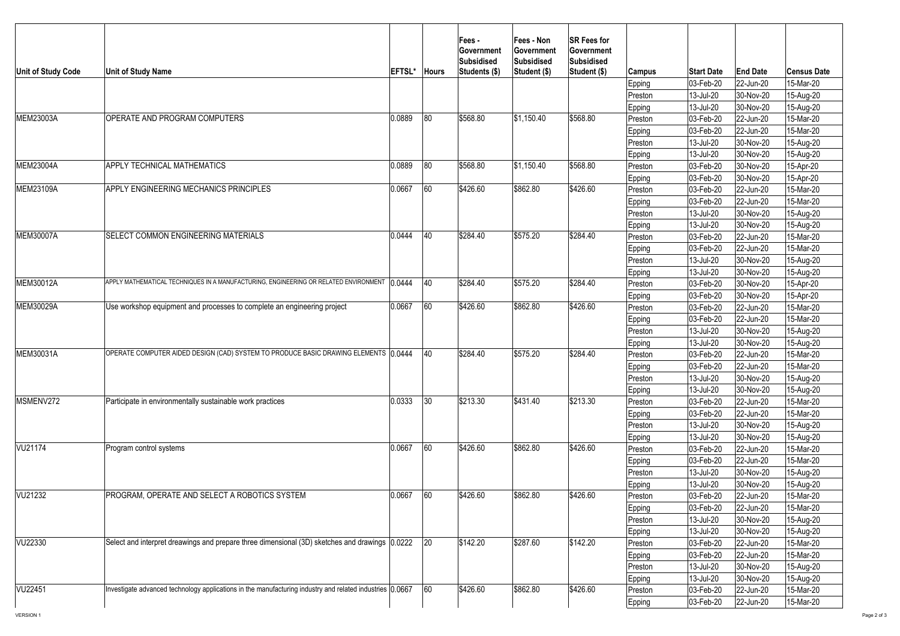| Unit of Study Code | Unit of Study Name | EFTSL* | Hours | Fees - Government Subsidised Students ($) | Fees - Non Government Subsidised Student ($) | SR Fees for Government Subsidised Student ($) | Campus | Start Date | End Date | Census Date |
|---|---|---|---|---|---|---|---|---|---|---|
| | | | | | | | Epping | 03-Feb-20 | 22-Jun-20 | 15-Mar-20 |
| | | | | | | | Preston | 13-Jul-20 | 30-Nov-20 | 15-Aug-20 |
| | | | | | | | Epping | 13-Jul-20 | 30-Nov-20 | 15-Aug-20 |
| MEM23003A | OPERATE AND PROGRAM COMPUTERS | 0.0889 | 80 | $568.80 | $1,150.40 | $568.80 | Preston | 03-Feb-20 | 22-Jun-20 | 15-Mar-20 |
| | | | | | | | Epping | 03-Feb-20 | 22-Jun-20 | 15-Mar-20 |
| | | | | | | | Preston | 13-Jul-20 | 30-Nov-20 | 15-Aug-20 |
| | | | | | | | Epping | 13-Jul-20 | 30-Nov-20 | 15-Aug-20 |
| MEM23004A | APPLY TECHNICAL MATHEMATICS | 0.0889 | 80 | $568.80 | $1,150.40 | $568.80 | Preston | 03-Feb-20 | 30-Nov-20 | 15-Apr-20 |
| | | | | | | | Epping | 03-Feb-20 | 30-Nov-20 | 15-Apr-20 |
| MEM23109A | APPLY ENGINEERING MECHANICS PRINCIPLES | 0.0667 | 60 | $426.60 | $862.80 | $426.60 | Preston | 03-Feb-20 | 22-Jun-20 | 15-Mar-20 |
| | | | | | | | Epping | 03-Feb-20 | 22-Jun-20 | 15-Mar-20 |
| | | | | | | | Preston | 13-Jul-20 | 30-Nov-20 | 15-Aug-20 |
| | | | | | | | Epping | 13-Jul-20 | 30-Nov-20 | 15-Aug-20 |
| MEM30007A | SELECT COMMON ENGINEERING MATERIALS | 0.0444 | 40 | $284.40 | $575.20 | $284.40 | Preston | 03-Feb-20 | 22-Jun-20 | 15-Mar-20 |
| | | | | | | | Epping | 03-Feb-20 | 22-Jun-20 | 15-Mar-20 |
| | | | | | | | Preston | 13-Jul-20 | 30-Nov-20 | 15-Aug-20 |
| | | | | | | | Epping | 13-Jul-20 | 30-Nov-20 | 15-Aug-20 |
| MEM30012A | APPLY MATHEMATICAL TECHNIQUES IN A MANUFACTURING, ENGINEERING OR RELATED ENVIRONMENT | 0.0444 | 40 | $284.40 | $575.20 | $284.40 | Preston | 03-Feb-20 | 30-Nov-20 | 15-Apr-20 |
| | | | | | | | Epping | 03-Feb-20 | 30-Nov-20 | 15-Apr-20 |
| MEM30029A | Use workshop equipment and processes to complete an engineering project | 0.0667 | 60 | $426.60 | $862.80 | $426.60 | Preston | 03-Feb-20 | 22-Jun-20 | 15-Mar-20 |
| | | | | | | | Epping | 03-Feb-20 | 22-Jun-20 | 15-Mar-20 |
| | | | | | | | Preston | 13-Jul-20 | 30-Nov-20 | 15-Aug-20 |
| | | | | | | | Epping | 13-Jul-20 | 30-Nov-20 | 15-Aug-20 |
| MEM30031A | OPERATE COMPUTER AIDED DESIGN (CAD) SYSTEM TO PRODUCE BASIC DRAWING ELEMENTS | 0.0444 | 40 | $284.40 | $575.20 | $284.40 | Preston | 03-Feb-20 | 22-Jun-20 | 15-Mar-20 |
| | | | | | | | Epping | 03-Feb-20 | 22-Jun-20 | 15-Mar-20 |
| | | | | | | | Preston | 13-Jul-20 | 30-Nov-20 | 15-Aug-20 |
| | | | | | | | Epping | 13-Jul-20 | 30-Nov-20 | 15-Aug-20 |
| MSMENV272 | Participate in environmentally sustainable work practices | 0.0333 | 30 | $213.30 | $431.40 | $213.30 | Preston | 03-Feb-20 | 22-Jun-20 | 15-Mar-20 |
| | | | | | | | Epping | 03-Feb-20 | 22-Jun-20 | 15-Mar-20 |
| | | | | | | | Preston | 13-Jul-20 | 30-Nov-20 | 15-Aug-20 |
| | | | | | | | Epping | 13-Jul-20 | 30-Nov-20 | 15-Aug-20 |
| VU21174 | Program control systems | 0.0667 | 60 | $426.60 | $862.80 | $426.60 | Preston | 03-Feb-20 | 22-Jun-20 | 15-Mar-20 |
| | | | | | | | Epping | 03-Feb-20 | 22-Jun-20 | 15-Mar-20 |
| | | | | | | | Preston | 13-Jul-20 | 30-Nov-20 | 15-Aug-20 |
| | | | | | | | Epping | 13-Jul-20 | 30-Nov-20 | 15-Aug-20 |
| VU21232 | PROGRAM, OPERATE AND SELECT A ROBOTICS SYSTEM | 0.0667 | 60 | $426.60 | $862.80 | $426.60 | Preston | 03-Feb-20 | 22-Jun-20 | 15-Mar-20 |
| | | | | | | | Epping | 03-Feb-20 | 22-Jun-20 | 15-Mar-20 |
| | | | | | | | Preston | 13-Jul-20 | 30-Nov-20 | 15-Aug-20 |
| | | | | | | | Epping | 13-Jul-20 | 30-Nov-20 | 15-Aug-20 |
| VU22330 | Select and interpret dreawings and prepare three dimensional (3D) sketches and drawings | 0.0222 | 20 | $142.20 | $287.60 | $142.20 | Preston | 03-Feb-20 | 22-Jun-20 | 15-Mar-20 |
| | | | | | | | Epping | 03-Feb-20 | 22-Jun-20 | 15-Mar-20 |
| | | | | | | | Preston | 13-Jul-20 | 30-Nov-20 | 15-Aug-20 |
| | | | | | | | Epping | 13-Jul-20 | 30-Nov-20 | 15-Aug-20 |
| VU22451 | Investigate advanced technology applications in the manufacturing industry and related industries | 0.0667 | 60 | $426.60 | $862.80 | $426.60 | Preston | 03-Feb-20 | 22-Jun-20 | 15-Mar-20 |
| | | | | | | | Epping | 03-Feb-20 | 22-Jun-20 | 15-Mar-20 |

VERSION 1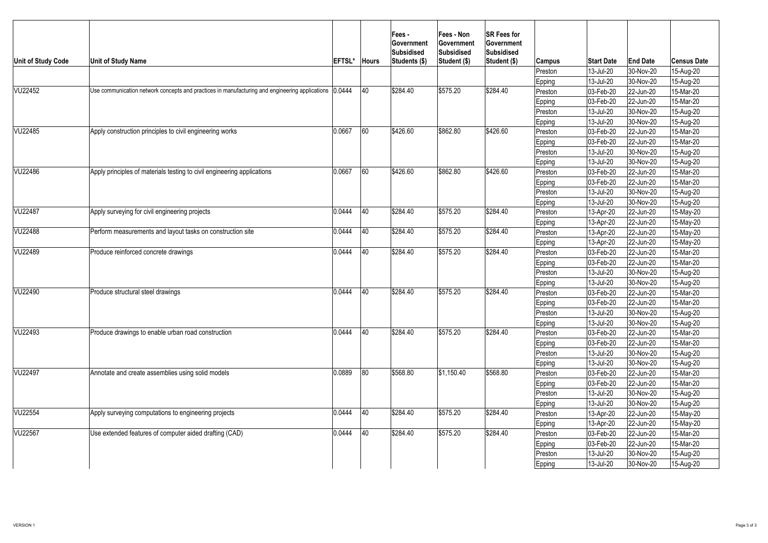| Unit of Study Code | Unit of Study Name | EFTSL* | Hours | Fees - Government Subsidised Students ($) | Fees - Non Government Subsidised Student ($) | SR Fees for Government Subsidised Student ($) | Campus | Start Date | End Date | Census Date |
|---|---|---|---|---|---|---|---|---|---|---|
| | | | | | | | Preston | 13-Jul-20 | 30-Nov-20 | 15-Aug-20 |
| | | | | | | | Epping | 13-Jul-20 | 30-Nov-20 | 15-Aug-20 |
| VU22452 | Use communication network concepts and practices in manufacturing and engineering applications | 0.0444 | 40 | $284.40 | $575.20 | $284.40 | Preston | 03-Feb-20 | 22-Jun-20 | 15-Mar-20 |
| | | | | | | | Epping | 03-Feb-20 | 22-Jun-20 | 15-Mar-20 |
| | | | | | | | Preston | 13-Jul-20 | 30-Nov-20 | 15-Aug-20 |
| | | | | | | | Epping | 13-Jul-20 | 30-Nov-20 | 15-Aug-20 |
| VU22485 | Apply construction principles to civil engineering works | 0.0667 | 60 | $426.60 | $862.80 | $426.60 | Preston | 03-Feb-20 | 22-Jun-20 | 15-Mar-20 |
| | | | | | | | Epping | 03-Feb-20 | 22-Jun-20 | 15-Mar-20 |
| | | | | | | | Preston | 13-Jul-20 | 30-Nov-20 | 15-Aug-20 |
| | | | | | | | Epping | 13-Jul-20 | 30-Nov-20 | 15-Aug-20 |
| VU22486 | Apply principles of materials testing to civil engineering applications | 0.0667 | 60 | $426.60 | $862.80 | $426.60 | Preston | 03-Feb-20 | 22-Jun-20 | 15-Mar-20 |
| | | | | | | | Epping | 03-Feb-20 | 22-Jun-20 | 15-Mar-20 |
| | | | | | | | Preston | 13-Jul-20 | 30-Nov-20 | 15-Aug-20 |
| | | | | | | | Epping | 13-Jul-20 | 30-Nov-20 | 15-Aug-20 |
| VU22487 | Apply surveying for civil engineering projects | 0.0444 | 40 | $284.40 | $575.20 | $284.40 | Preston | 13-Apr-20 | 22-Jun-20 | 15-May-20 |
| | | | | | | | Epping | 13-Apr-20 | 22-Jun-20 | 15-May-20 |
| VU22488 | Perform measurements and layout tasks on construction site | 0.0444 | 40 | $284.40 | $575.20 | $284.40 | Preston | 13-Apr-20 | 22-Jun-20 | 15-May-20 |
| | | | | | | | Epping | 13-Apr-20 | 22-Jun-20 | 15-May-20 |
| VU22489 | Produce reinforced concrete drawings | 0.0444 | 40 | $284.40 | $575.20 | $284.40 | Preston | 03-Feb-20 | 22-Jun-20 | 15-Mar-20 |
| | | | | | | | Epping | 03-Feb-20 | 22-Jun-20 | 15-Mar-20 |
| | | | | | | | Preston | 13-Jul-20 | 30-Nov-20 | 15-Aug-20 |
| | | | | | | | Epping | 13-Jul-20 | 30-Nov-20 | 15-Aug-20 |
| VU22490 | Produce structural steel drawings | 0.0444 | 40 | $284.40 | $575.20 | $284.40 | Preston | 03-Feb-20 | 22-Jun-20 | 15-Mar-20 |
| | | | | | | | Epping | 03-Feb-20 | 22-Jun-20 | 15-Mar-20 |
| | | | | | | | Preston | 13-Jul-20 | 30-Nov-20 | 15-Aug-20 |
| | | | | | | | Epping | 13-Jul-20 | 30-Nov-20 | 15-Aug-20 |
| VU22493 | Produce drawings to enable urban road construction | 0.0444 | 40 | $284.40 | $575.20 | $284.40 | Preston | 03-Feb-20 | 22-Jun-20 | 15-Mar-20 |
| | | | | | | | Epping | 03-Feb-20 | 22-Jun-20 | 15-Mar-20 |
| | | | | | | | Preston | 13-Jul-20 | 30-Nov-20 | 15-Aug-20 |
| | | | | | | | Epping | 13-Jul-20 | 30-Nov-20 | 15-Aug-20 |
| VU22497 | Annotate and create assemblies using solid models | 0.0889 | 80 | $568.80 | $1,150.40 | $568.80 | Preston | 03-Feb-20 | 22-Jun-20 | 15-Mar-20 |
| | | | | | | | Epping | 03-Feb-20 | 22-Jun-20 | 15-Mar-20 |
| | | | | | | | Preston | 13-Jul-20 | 30-Nov-20 | 15-Aug-20 |
| | | | | | | | Epping | 13-Jul-20 | 30-Nov-20 | 15-Aug-20 |
| VU22554 | Apply surveying computations to engineering projects | 0.0444 | 40 | $284.40 | $575.20 | $284.40 | Preston | 13-Apr-20 | 22-Jun-20 | 15-May-20 |
| | | | | | | | Epping | 13-Apr-20 | 22-Jun-20 | 15-May-20 |
| VU22567 | Use extended features of computer aided drafting (CAD) | 0.0444 | 40 | $284.40 | $575.20 | $284.40 | Preston | 03-Feb-20 | 22-Jun-20 | 15-Mar-20 |
| | | | | | | | Epping | 03-Feb-20 | 22-Jun-20 | 15-Mar-20 |
| | | | | | | | Preston | 13-Jul-20 | 30-Nov-20 | 15-Aug-20 |
| | | | | | | | Epping | 13-Jul-20 | 30-Nov-20 | 15-Aug-20 |

VERSION 1